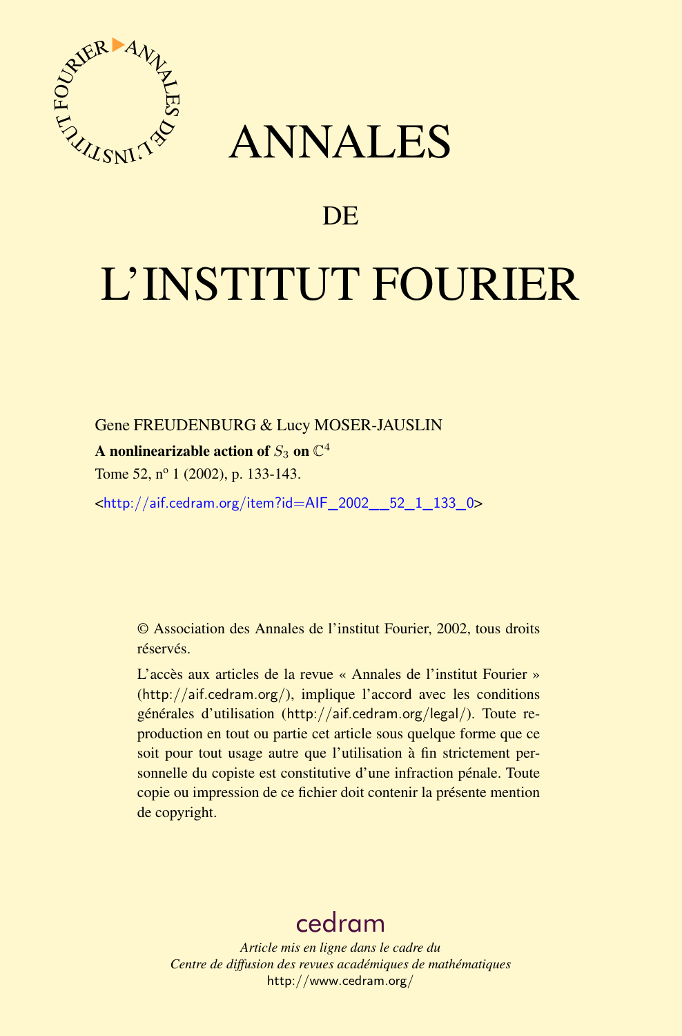# ANNALES

# DE

# L'INSTITUT FOURIER

Gene FREUDENBURG & Lucy MOSER-JAUSLIN

**A nonlinearizable action of $S_3$ on $\mathbb{C}^4$**

Tome 52, nº 1 (2002), p. 133-143.

<http://aif.cedram.org/item?id=AIF_2002__52_1_133_0>

© Association des Annales de l'institut Fourier, 2002, tous droits réservés.

L'accès aux articles de la revue « Annales de l'institut Fourier » (http://aif.cedram.org/), implique l'accord avec les conditions générales d'utilisation (http://aif.cedram.org/legal/). Toute reproduction en tout ou partie cet article sous quelque forme que ce soit pour tout usage autre que l'utilisation à fin strictement personnelle du copiste est constitutive d'une infraction pénale. Toute copie ou impression de ce fichier doit contenir la présente mention de copyright.

cedram

*Article mis en ligne dans le cadre du*
*Centre de diffusion des revues académiques de mathématiques*
http://www.cedram.org/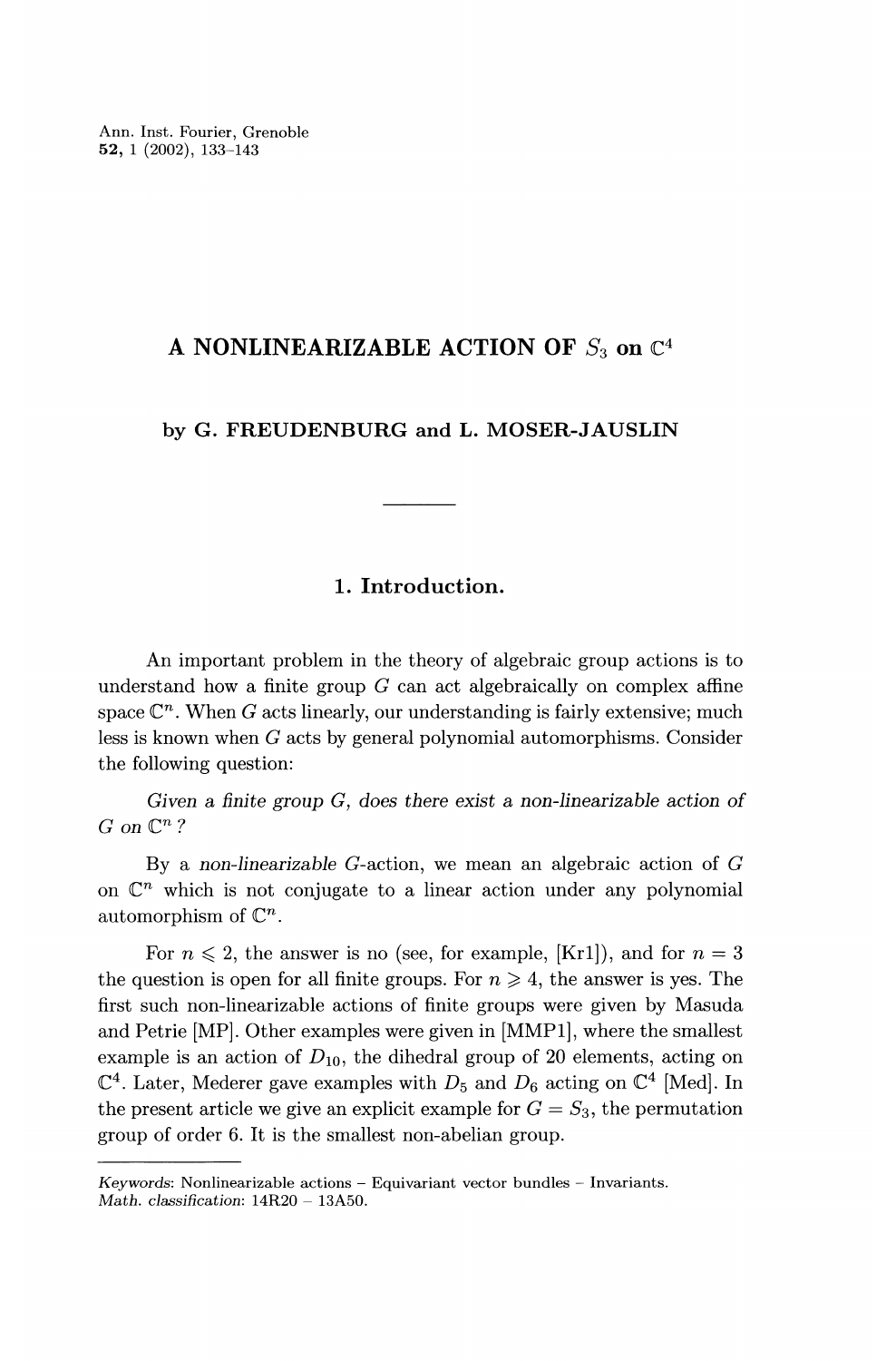# A NONLINEARIZABLE ACTION OF $S_3$ on $\mathbb{C}^4$

### by G. FREUDENBURG and L. MOSER-JAUSLIN

## 1. Introduction.

An important problem in the theory of algebraic group actions is to understand how a finite group $G$ can act algebraically on complex affine space $\mathbb{C}^n$. When $G$ acts linearly, our understanding is fairly extensive; much less is known when $G$ acts by general polynomial automorphisms. Consider the following question:

*Given a finite group $G$, does there exist a non-linearizable action of $G$ on $\mathbb{C}^n$?*

By a *non-linearizable* $G$-action, we mean an algebraic action of $G$ on $\mathbb{C}^n$ which is not conjugate to a linear action under any polynomial automorphism of $\mathbb{C}^n$.

For $n \leqslant 2$, the answer is no (see, for example, [Kr1]), and for $n = 3$ the question is open for all finite groups. For $n \geqslant 4$, the answer is yes. The first such non-linearizable actions of finite groups were given by Masuda and Petrie [MP]. Other examples were given in [MMP1], where the smallest example is an action of $D_{10}$, the dihedral group of 20 elements, acting on $\mathbb{C}^4$. Later, Mederer gave examples with $D_5$ and $D_6$ acting on $\mathbb{C}^4$ [Med]. In the present article we give an explicit example for $G = S_3$, the permutation group of order 6. It is the smallest non-abelian group.

---

*Keywords*: Nonlinearizable actions – Equivariant vector bundles – Invariants.
*Math. classification*: 14R20 – 13A50.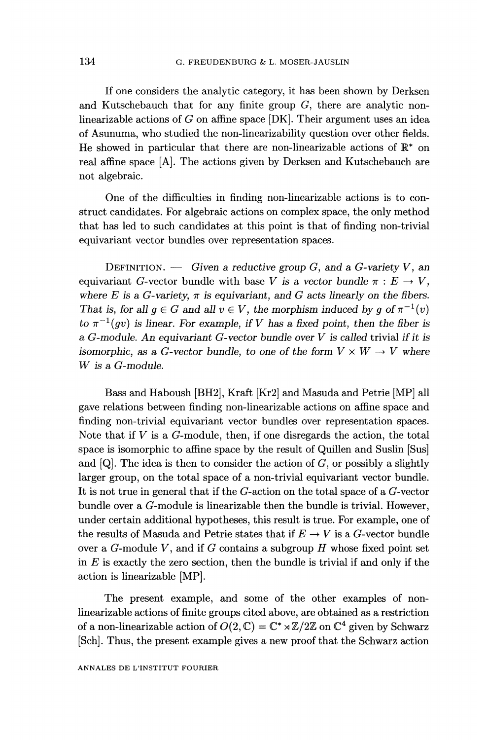If one considers the analytic category, it has been shown by Derksen and Kutschebauch that for any finite group $G$, there are analytic non-linearizable actions of $G$ on affine space [DK]. Their argument uses an idea of Asunuma, who studied the non-linearizability question over other fields. He showed in particular that there are non-linearizable actions of $\mathbb{R}^*$ on real affine space [A]. The actions given by Derksen and Kutschebauch are not algebraic.

One of the difficulties in finding non-linearizable actions is to construct candidates. For algebraic actions on complex space, the only method that has led to such candidates at this point is that of finding non-trivial equivariant vector bundles over representation spaces.

DEFINITION. — *Given a reductive group $G$, and a $G$-variety $V$, an equivariant $G$-vector bundle with base $V$ is a vector bundle $\pi : E \to V$, where $E$ is a $G$-variety, $\pi$ is equivariant, and $G$ acts linearly on the fibers. That is, for all $g \in G$ and all $v \in V$, the morphism induced by $g$ of $\pi^{-1}(v)$ to $\pi^{-1}(gv)$ is linear. For example, if $V$ has a fixed point, then the fiber is a $G$-module. An equivariant $G$-vector bundle over $V$ is called* trivial *if it is isomorphic, as a $G$-vector bundle, to one of the form $V \times W \to V$ where $W$ is a $G$-module.*

Bass and Haboush [BH2], Kraft [Kr2] and Masuda and Petrie [MP] all gave relations between finding non-linearizable actions on affine space and finding non-trivial equivariant vector bundles over representation spaces. Note that if $V$ is a $G$-module, then, if one disregards the action, the total space is isomorphic to affine space by the result of Quillen and Suslin [Sus] and [Q]. The idea is then to consider the action of $G$, or possibly a slightly larger group, on the total space of a non-trivial equivariant vector bundle. It is not true in general that if the $G$-action on the total space of a $G$-vector bundle over a $G$-module is linearizable then the bundle is trivial. However, under certain additional hypotheses, this result is true. For example, one of the results of Masuda and Petrie states that if $E \to V$ is a $G$-vector bundle over a $G$-module $V$, and if $G$ contains a subgroup $H$ whose fixed point set in $E$ is exactly the zero section, then the bundle is trivial if and only if the action is linearizable [MP].

The present example, and some of the other examples of non-linearizable actions of finite groups cited above, are obtained as a restriction of a non-linearizable action of $O(2, \mathbb{C}) = \mathbb{C}^* \rtimes \mathbb{Z}/2\mathbb{Z}$ on $\mathbb{C}^4$ given by Schwarz [Sch]. Thus, the present example gives a new proof that the Schwarz action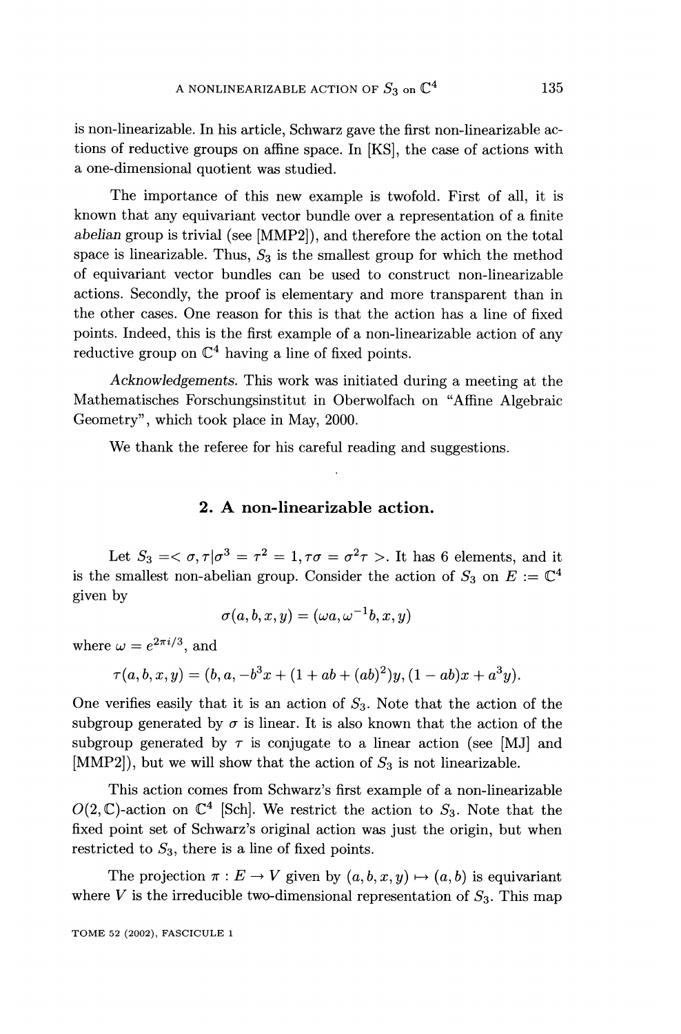is non-linearizable. In his article, Schwarz gave the first non-linearizable actions of reductive groups on affine space. In [KS], the case of actions with a one-dimensional quotient was studied.

The importance of this new example is twofold. First of all, it is known that any equivariant vector bundle over a representation of a finite *abelian* group is trivial (see [MMP2]), and therefore the action on the total space is linearizable. Thus, $S_3$ is the smallest group for which the method of equivariant vector bundles can be used to construct non-linearizable actions. Secondly, the proof is elementary and more transparent than in the other cases. One reason for this is that the action has a line of fixed points. Indeed, this is the first example of a non-linearizable action of any reductive group on $\mathbb{C}^4$ having a line of fixed points.

*Acknowledgements.* This work was initiated during a meeting at the Mathematisches Forschungsinstitut in Oberwolfach on "Affine Algebraic Geometry", which took place in May, 2000.

We thank the referee for his careful reading and suggestions.

## 2. A non-linearizable action.

Let $S_3 = < \sigma, \tau | \sigma^3 = \tau^2 = 1, \tau\sigma = \sigma^2\tau >$. It has 6 elements, and it is the smallest non-abelian group. Consider the action of $S_3$ on $E := \mathbb{C}^4$ given by

$$\sigma(a, b, x, y) = (\omega a, \omega^{-1} b, x, y)$$

where $\omega = e^{2\pi i/3}$, and

$$\tau(a, b, x, y) = (b, a, -b^3 x + (1 + ab + (ab)^2) y, (1 - ab)x + a^3 y).$$

One verifies easily that it is an action of $S_3$. Note that the action of the subgroup generated by $\sigma$ is linear. It is also known that the action of the subgroup generated by $\tau$ is conjugate to a linear action (see [MJ] and [MMP2]), but we will show that the action of $S_3$ is not linearizable.

This action comes from Schwarz's first example of a non-linearizable $O(2, \mathbb{C})$-action on $\mathbb{C}^4$ [Sch]. We restrict the action to $S_3$. Note that the fixed point set of Schwarz's original action was just the origin, but when restricted to $S_3$, there is a line of fixed points.

The projection $\pi : E \to V$ given by $(a, b, x, y) \mapsto (a, b)$ is equivariant where $V$ is the irreducible two-dimensional representation of $S_3$. This map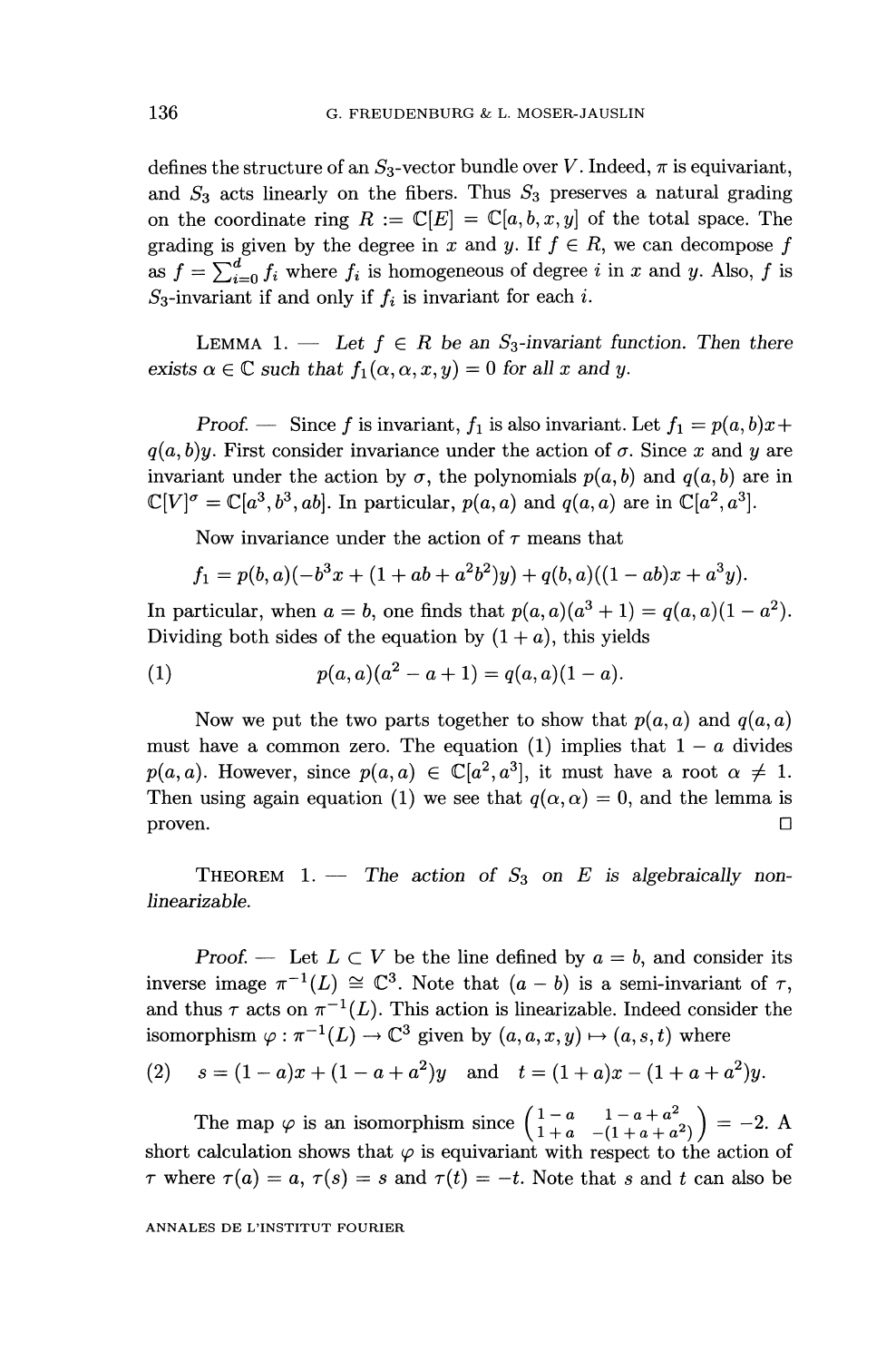defines the structure of an $S_3$-vector bundle over $V$. Indeed, $\pi$ is equivariant, and $S_3$ acts linearly on the fibers. Thus $S_3$ preserves a natural grading on the coordinate ring $R := \mathbb{C}[E] = \mathbb{C}[a,b,x,y]$ of the total space. The grading is given by the degree in $x$ and $y$. If $f \in R$, we can decompose $f$ as $f = \sum_{i=0}^{d} f_i$ where $f_i$ is homogeneous of degree $i$ in $x$ and $y$. Also, $f$ is $S_3$-invariant if and only if $f_i$ is invariant for each $i$.

LEMMA 1. — *Let $f \in R$ be an $S_3$-invariant function. Then there exists $\alpha \in \mathbb{C}$ such that $f_1(\alpha, \alpha, x, y) = 0$ for all $x$ and $y$.*

*Proof.* — Since $f$ is invariant, $f_1$ is also invariant. Let $f_1 = p(a,b)x + q(a,b)y$. First consider invariance under the action of $\sigma$. Since $x$ and $y$ are invariant under the action by $\sigma$, the polynomials $p(a,b)$ and $q(a,b)$ are in $\mathbb{C}[V]^\sigma = \mathbb{C}[a^3, b^3, ab]$. In particular, $p(a,a)$ and $q(a,a)$ are in $\mathbb{C}[a^2, a^3]$.

Now invariance under the action of $\tau$ means that

$$f_1 = p(b,a)(-b^3x + (1 + ab + a^2b^2)y) + q(b,a)((1-ab)x + a^3y).$$

In particular, when $a = b$, one finds that $p(a,a)(a^3+1) = q(a,a)(1-a^2)$. Dividing both sides of the equation by $(1+a)$, this yields

$$p(a,a)(a^2 - a + 1) = q(a,a)(1-a). \tag{1}$$

Now we put the two parts together to show that $p(a,a)$ and $q(a,a)$ must have a common zero. The equation (1) implies that $1-a$ divides $p(a,a)$. However, since $p(a,a) \in \mathbb{C}[a^2, a^3]$, it must have a root $\alpha \neq 1$. Then using again equation (1) we see that $q(\alpha, \alpha) = 0$, and the lemma is proven. □

THEOREM 1. — *The action of $S_3$ on $E$ is algebraically non-linearizable.*

*Proof.* — Let $L \subset V$ be the line defined by $a = b$, and consider its inverse image $\pi^{-1}(L) \cong \mathbb{C}^3$. Note that $(a-b)$ is a semi-invariant of $\tau$, and thus $\tau$ acts on $\pi^{-1}(L)$. This action is linearizable. Indeed consider the isomorphism $\varphi : \pi^{-1}(L) \to \mathbb{C}^3$ given by $(a,a,x,y) \mapsto (a,s,t)$ where

$$s = (1-a)x + (1-a+a^2)y \quad \text{and} \quad t = (1+a)x - (1+a+a^2)y. \tag{2}$$

The map $\varphi$ is an isomorphism since $\begin{pmatrix} 1-a & 1-a+a^2 \\ 1+a & -(1+a+a^2) \end{pmatrix} = -2$. A short calculation shows that $\varphi$ is equivariant with respect to the action of $\tau$ where $\tau(a) = a$, $\tau(s) = s$ and $\tau(t) = -t$. Note that $s$ and $t$ can also be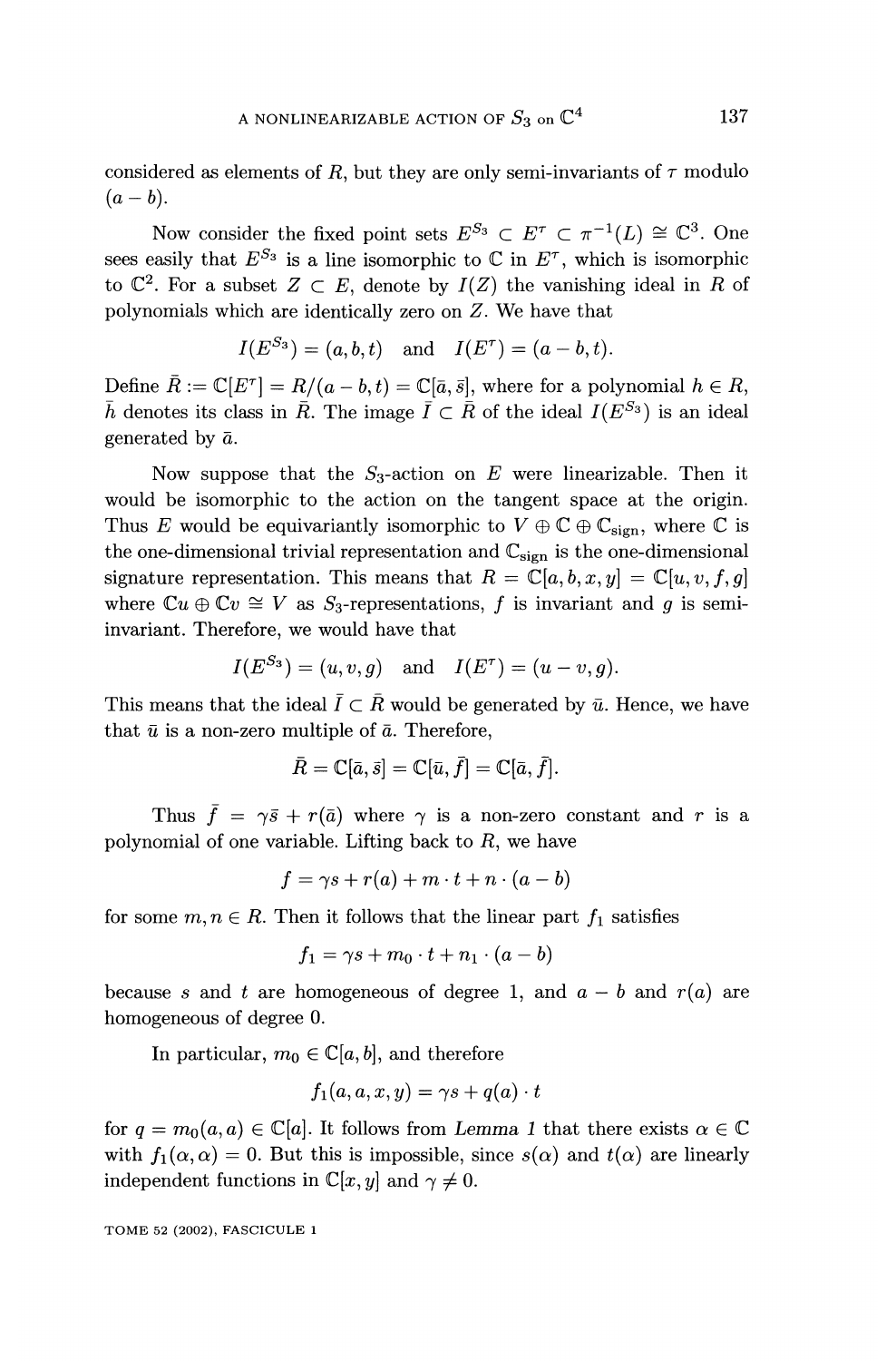considered as elements of $R$, but they are only semi-invariants of $\tau$ modulo $(a-b)$.

Now consider the fixed point sets $E^{S_3} \subset E^\tau \subset \pi^{-1}(L) \cong \mathbb{C}^3$. One sees easily that $E^{S_3}$ is a line isomorphic to $\mathbb{C}$ in $E^\tau$, which is isomorphic to $\mathbb{C}^2$. For a subset $Z \subset E$, denote by $I(Z)$ the vanishing ideal in $R$ of polynomials which are identically zero on $Z$. We have that

$$I(E^{S_3}) = (a, b, t) \quad \text{and} \quad I(E^\tau) = (a-b, t).$$

Define $\bar{R} := \mathbb{C}[E^\tau] = R/(a-b, t) = \mathbb{C}[\bar{a}, \bar{s}]$, where for a polynomial $h \in R$, $\bar{h}$ denotes its class in $\bar{R}$. The image $\bar{I} \subset \bar{R}$ of the ideal $I(E^{S_3})$ is an ideal generated by $\bar{a}$.

Now suppose that the $S_3$-action on $E$ were linearizable. Then it would be isomorphic to the action on the tangent space at the origin. Thus $E$ would be equivariantly isomorphic to $V \oplus \mathbb{C} \oplus \mathbb{C}_{\text{sign}}$, where $\mathbb{C}$ is the one-dimensional trivial representation and $\mathbb{C}_{\text{sign}}$ is the one-dimensional signature representation. This means that $R = \mathbb{C}[a, b, x, y] = \mathbb{C}[u, v, f, g]$ where $\mathbb{C}u \oplus \mathbb{C}v \cong V$ as $S_3$-representations, $f$ is invariant and $g$ is semi-invariant. Therefore, we would have that

$$I(E^{S_3}) = (u, v, g) \quad \text{and} \quad I(E^\tau) = (u - v, g).$$

This means that the ideal $\bar{I} \subset \bar{R}$ would be generated by $\bar{u}$. Hence, we have that $\bar{u}$ is a non-zero multiple of $\bar{a}$. Therefore,

$$\bar{R} = \mathbb{C}[\bar{a}, \bar{s}] = \mathbb{C}[\bar{u}, \bar{f}] = \mathbb{C}[\bar{a}, \bar{f}].$$

Thus $\bar{f} = \gamma \bar{s} + r(\bar{a})$ where $\gamma$ is a non-zero constant and $r$ is a polynomial of one variable. Lifting back to $R$, we have

$$f = \gamma s + r(a) + m \cdot t + n \cdot (a - b)$$

for some $m, n \in R$. Then it follows that the linear part $f_1$ satisfies

$$f_1 = \gamma s + m_0 \cdot t + n_1 \cdot (a - b)$$

because $s$ and $t$ are homogeneous of degree 1, and $a - b$ and $r(a)$ are homogeneous of degree 0.

In particular, $m_0 \in \mathbb{C}[a, b]$, and therefore

$$f_1(a, a, x, y) = \gamma s + q(a) \cdot t$$

for $q = m_0(a, a) \in \mathbb{C}[a]$. It follows from *Lemma 1* that there exists $\alpha \in \mathbb{C}$ with $f_1(\alpha, \alpha) = 0$. But this is impossible, since $s(\alpha)$ and $t(\alpha)$ are linearly independent functions in $\mathbb{C}[x, y]$ and $\gamma \neq 0$.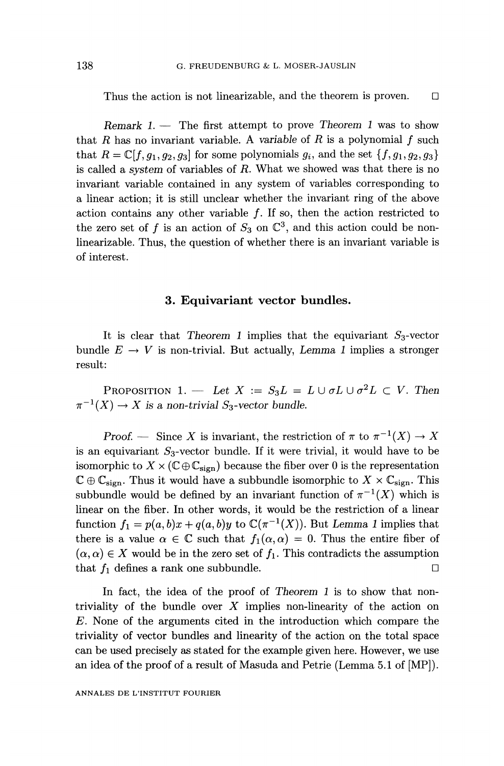Thus the action is not linearizable, and the theorem is proven. □

*Remark 1.* — The first attempt to prove *Theorem 1* was to show that $R$ has no invariant variable. A *variable* of $R$ is a polynomial $f$ such that $R = \mathbb{C}[f, g_1, g_2, g_3]$ for some polynomials $g_i$, and the set $\{f, g_1, g_2, g_3\}$ is called a *system* of variables of $R$. What we showed was that there is no invariant variable contained in any system of variables corresponding to a linear action; it is still unclear whether the invariant ring of the above action contains any other variable $f$. If so, then the action restricted to the zero set of $f$ is an action of $S_3$ on $\mathbb{C}^3$, and this action could be non-linearizable. Thus, the question of whether there is an invariant variable is of interest.

## 3. Equivariant vector bundles.

It is clear that *Theorem 1* implies that the equivariant $S_3$-vector bundle $E \to V$ is non-trivial. But actually, *Lemma 1* implies a stronger result:

PROPOSITION 1. — *Let* $X := S_3 L = L \cup \sigma L \cup \sigma^2 L \subset V$. *Then* $\pi^{-1}(X) \to X$ *is a non-trivial* $S_3$*-vector bundle.*

*Proof.* — Since $X$ is invariant, the restriction of $\pi$ to $\pi^{-1}(X) \to X$ is an equivariant $S_3$-vector bundle. If it were trivial, it would have to be isomorphic to $X \times (\mathbb{C} \oplus \mathbb{C}_{\text{sign}})$ because the fiber over 0 is the representation $\mathbb{C} \oplus \mathbb{C}_{\text{sign}}$. Thus it would have a subbundle isomorphic to $X \times \mathbb{C}_{\text{sign}}$. This subbundle would be defined by an invariant function of $\pi^{-1}(X)$ which is linear on the fiber. In other words, it would be the restriction of a linear function $f_1 = p(a,b)x + q(a,b)y$ to $\mathbb{C}(\pi^{-1}(X))$. But *Lemma 1* implies that there is a value $\alpha \in \mathbb{C}$ such that $f_1(\alpha, \alpha) = 0$. Thus the entire fiber of $(\alpha, \alpha) \in X$ would be in the zero set of $f_1$. This contradicts the assumption that $f_1$ defines a rank one subbundle. □

In fact, the idea of the proof of *Theorem 1* is to show that non-triviality of the bundle over $X$ implies non-linearity of the action on $E$. None of the arguments cited in the introduction which compare the triviality of vector bundles and linearity of the action on the total space can be used precisely as stated for the example given here. However, we use an idea of the proof of a result of Masuda and Petrie (Lemma 5.1 of [MP]).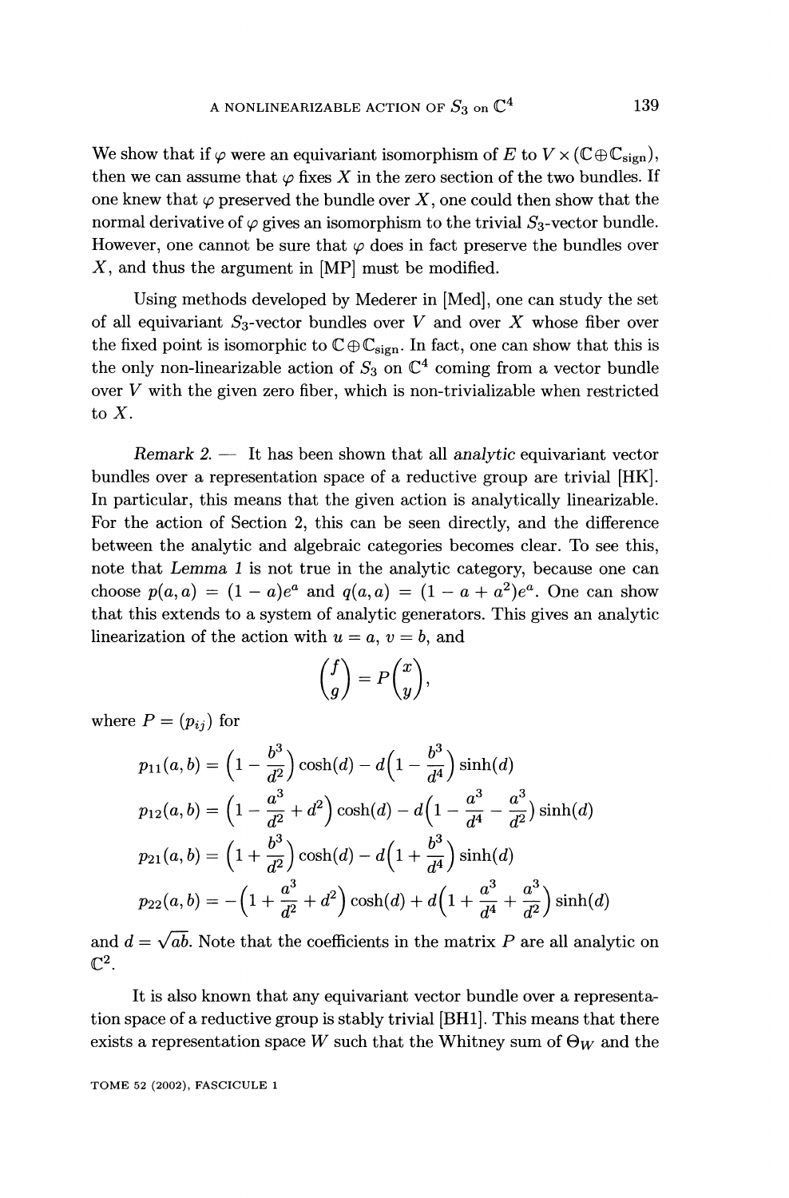We show that if $\varphi$ were an equivariant isomorphism of $E$ to $V \times (\mathbb{C} \oplus \mathbb{C}_{\text{sign}})$, then we can assume that $\varphi$ fixes $X$ in the zero section of the two bundles. If one knew that $\varphi$ preserved the bundle over $X$, one could then show that the normal derivative of $\varphi$ gives an isomorphism to the trivial $S_3$-vector bundle. However, one cannot be sure that $\varphi$ does in fact preserve the bundles over $X$, and thus the argument in [MP] must be modified.

Using methods developed by Mederer in [Med], one can study the set of all equivariant $S_3$-vector bundles over $V$ and over $X$ whose fiber over the fixed point is isomorphic to $\mathbb{C} \oplus \mathbb{C}_{\text{sign}}$. In fact, one can show that this is the only non-linearizable action of $S_3$ on $\mathbb{C}^4$ coming from a vector bundle over $V$ with the given zero fiber, which is non-trivializable when restricted to $X$.

*Remark 2.* — It has been shown that all *analytic* equivariant vector bundles over a representation space of a reductive group are trivial [HK]. In particular, this means that the given action is analytically linearizable. For the action of Section 2, this can be seen directly, and the difference between the analytic and algebraic categories becomes clear. To see this, note that *Lemma 1* is not true in the analytic category, because one can choose $p(a,a) = (1-a)e^a$ and $q(a,a) = (1 - a + a^2)e^a$. One can show that this extends to a system of analytic generators. This gives an analytic linearization of the action with $u = a$, $v = b$, and

$$\begin{pmatrix} f \\ g \end{pmatrix} = P \begin{pmatrix} x \\ y \end{pmatrix},$$

where $P = (p_{ij})$ for

$$\begin{aligned}
p_{11}(a,b) &= \Big(1 - \frac{b^3}{d^2}\Big)\cosh(d) - d\Big(1 - \frac{b^3}{d^4}\Big)\sinh(d)\\
p_{12}(a,b) &= \Big(1 - \frac{a^3}{d^2} + d^2\Big)\cosh(d) - d\Big(1 - \frac{a^3}{d^4} - \frac{a^3}{d^2}\Big)\sinh(d)\\
p_{21}(a,b) &= \Big(1 + \frac{b^3}{d^2}\Big)\cosh(d) - d\Big(1 + \frac{b^3}{d^4}\Big)\sinh(d)\\
p_{22}(a,b) &= -\Big(1 + \frac{a^3}{d^2} + d^2\Big)\cosh(d) + d\Big(1 + \frac{a^3}{d^4} + \frac{a^3}{d^2}\Big)\sinh(d)
\end{aligned}$$

and $d = \sqrt{ab}$. Note that the coefficients in the matrix $P$ are all analytic on $\mathbb{C}^2$.

It is also known that any equivariant vector bundle over a representation space of a reductive group is stably trivial [BH1]. This means that there exists a representation space $W$ such that the Whitney sum of $\Theta_W$ and the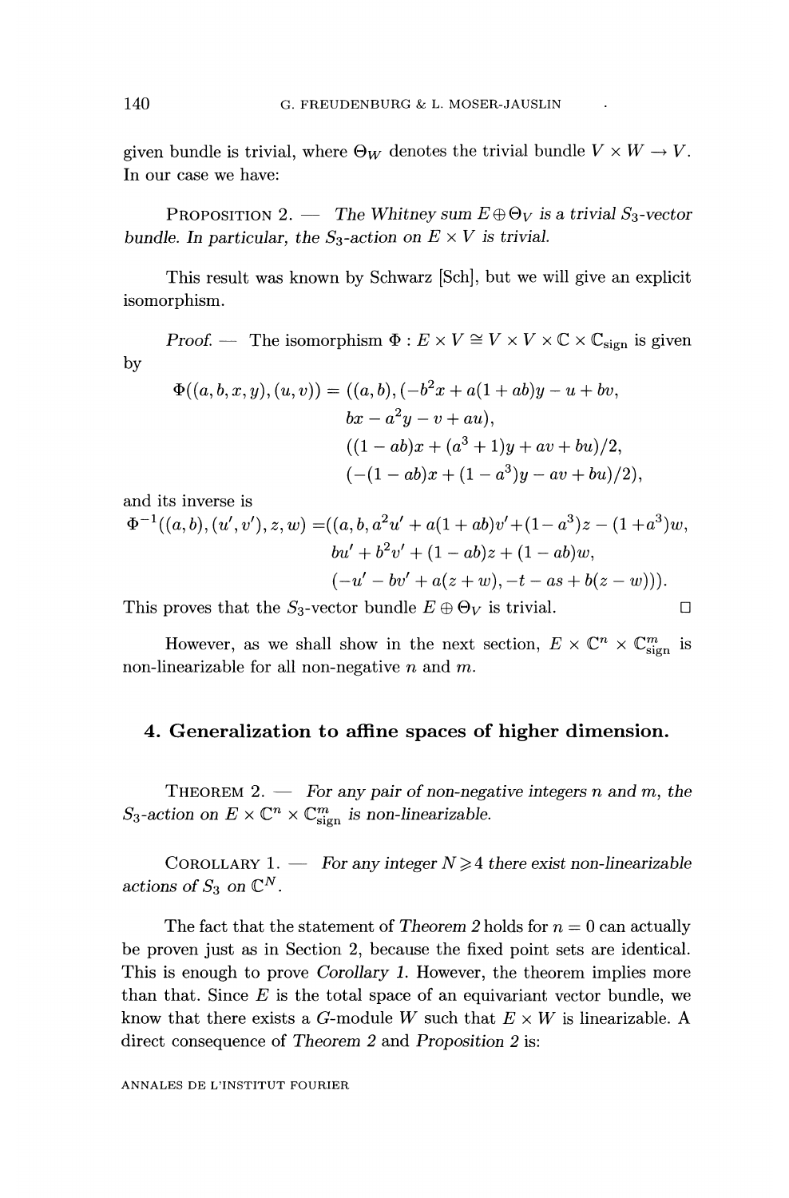given bundle is trivial, where $\Theta_W$ denotes the trivial bundle $V \times W \to V$. In our case we have:

PROPOSITION 2. — *The Whitney sum $E \oplus \Theta_V$ is a trivial $S_3$-vector bundle. In particular, the $S_3$-action on $E \times V$ is trivial.*

This result was known by Schwarz [Sch], but we will give an explicit isomorphism.

*Proof.* — The isomorphism $\Phi : E \times V \cong V \times V \times \mathbb{C} \times \mathbb{C}_{\text{sign}}$ is given by

$$\begin{aligned}\Phi((a,b,x,y),(u,v)) = ((a,b), (&-b^2x + a(1+ab)y - u + bv,\\ &bx - a^2y - v + au),\\ &((1-ab)x + (a^3+1)y + av + bu)/2,\\ &(-(1-ab)x + (1-a^3)y - av + bu)/2),\end{aligned}$$

and its inverse is

$$\begin{aligned}\Phi^{-1}((a,b),(u',v'),z,w) = ((a,b,\, &a^2u' + a(1+ab)v' + (1-a^3)z - (1+a^3)w,\\ &bu' + b^2v' + (1-ab)z + (1-ab)w,\\ &(-u' - bv' + a(z+w), -t - as + b(z-w))).\end{aligned}$$

This proves that the $S_3$-vector bundle $E \oplus \Theta_V$ is trivial. □

However, as we shall show in the next section, $E \times \mathbb{C}^n \times \mathbb{C}^m_{\text{sign}}$ is non-linearizable for all non-negative $n$ and $m$.

## 4. Generalization to affine spaces of higher dimension.

THEOREM 2. — *For any pair of non-negative integers $n$ and $m$, the $S_3$-action on $E \times \mathbb{C}^n \times \mathbb{C}^m_{\text{sign}}$ is non-linearizable.*

COROLLARY 1. — *For any integer $N \geqslant 4$ there exist non-linearizable actions of $S_3$ on $\mathbb{C}^N$.*

The fact that the statement of *Theorem 2* holds for $n = 0$ can actually be proven just as in Section 2, because the fixed point sets are identical. This is enough to prove *Corollary 1*. However, the theorem implies more than that. Since $E$ is the total space of an equivariant vector bundle, we know that there exists a $G$-module $W$ such that $E \times W$ is linearizable. A direct consequence of *Theorem 2* and *Proposition 2* is: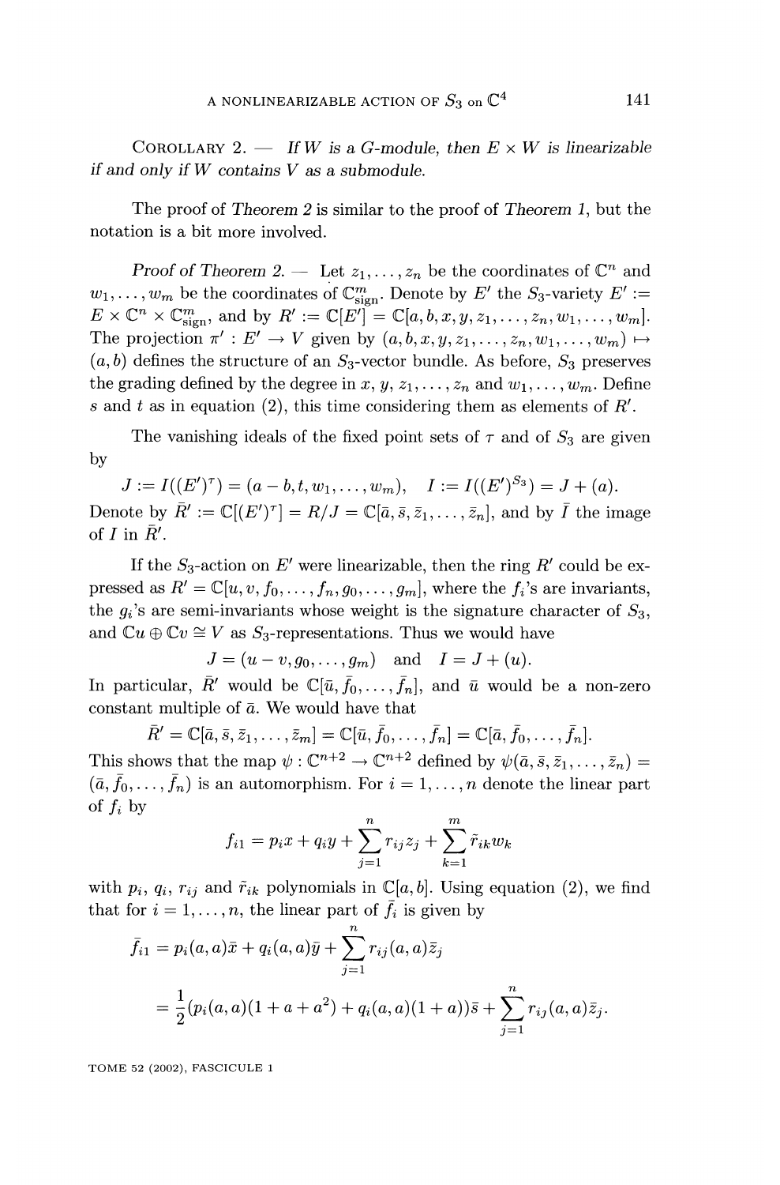COROLLARY 2. — *If $W$ is a $G$-module, then $E \times W$ is linearizable if and only if $W$ contains $V$ as a submodule.*

The proof of *Theorem 2* is similar to the proof of *Theorem 1*, but the notation is a bit more involved.

*Proof of Theorem 2.* — Let $z_1, \ldots, z_n$ be the coordinates of $\mathbb{C}^n$ and $w_1, \ldots, w_m$ be the coordinates of $\mathbb{C}^m_{\text{sign}}$. Denote by $E'$ the $S_3$-variety $E' := E \times \mathbb{C}^n \times \mathbb{C}^m_{\text{sign}}$, and by $R' := \mathbb{C}[E'] = \mathbb{C}[a, b, x, y, z_1, \ldots, z_n, w_1, \ldots, w_m]$. The projection $\pi' : E' \to V$ given by $(a, b, x, y, z_1, \ldots, z_n, w_1, \ldots, w_m) \mapsto (a, b)$ defines the structure of an $S_3$-vector bundle. As before, $S_3$ preserves the grading defined by the degree in $x$, $y$, $z_1, \ldots, z_n$ and $w_1, \ldots, w_m$. Define $s$ and $t$ as in equation (2), this time considering them as elements of $R'$.

The vanishing ideals of the fixed point sets of $\tau$ and of $S_3$ are given by

$$J := I((E')^\tau) = (a - b, t, w_1, \ldots, w_m), \quad I := I((E')^{S_3}) = J + (a).$$

Denote by $\bar{R}' := \mathbb{C}[(E')^\tau] = R/J = \mathbb{C}[\bar{a}, \bar{s}, \bar{z}_1, \ldots, \bar{z}_n]$, and by $\bar{I}$ the image of $I$ in $\bar{R}'$.

If the $S_3$-action on $E'$ were linearizable, then the ring $R'$ could be expressed as $R' = \mathbb{C}[u, v, f_0, \ldots, f_n, g_0, \ldots, g_m]$, where the $f_i$'s are invariants, the $g_i$'s are semi-invariants whose weight is the signature character of $S_3$, and $\mathbb{C}u \oplus \mathbb{C}v \cong V$ as $S_3$-representations. Thus we would have

$$J = (u - v, g_0, \ldots, g_m) \quad \text{and} \quad I = J + (u).$$

In particular, $\bar{R}'$ would be $\mathbb{C}[\bar{u}, \bar{f}_0, \ldots, \bar{f}_n]$, and $\bar{u}$ would be a non-zero constant multiple of $\bar{a}$. We would have that

$$\bar{R}' = \mathbb{C}[\bar{a}, \bar{s}, \bar{z}_1, \ldots, \bar{z}_m] = \mathbb{C}[\bar{u}, \bar{f}_0, \ldots, \bar{f}_n] = \mathbb{C}[\bar{a}, \bar{f}_0, \ldots, \bar{f}_n].$$

This shows that the map $\psi : \mathbb{C}^{n+2} \to \mathbb{C}^{n+2}$ defined by $\psi(\bar{a}, \bar{s}, \bar{z}_1, \ldots, \bar{z}_n) = (\bar{a}, \bar{f}_0, \ldots, \bar{f}_n)$ is an automorphism. For $i = 1, \ldots, n$ denote the linear part of $f_i$ by

$$f_{i1} = p_i x + q_i y + \sum_{j=1}^{n} r_{ij} z_j + \sum_{k=1}^{m} \tilde{r}_{ik} w_k$$

with $p_i$, $q_i$, $r_{ij}$ and $\tilde{r}_{ik}$ polynomials in $\mathbb{C}[a, b]$. Using equation (2), we find that for $i = 1, \ldots, n$, the linear part of $\bar{f}_i$ is given by

$$\begin{aligned}
\bar{f}_{i1} &= p_i(a, a)\bar{x} + q_i(a, a)\bar{y} + \sum_{j=1}^{n} r_{ij}(a, a)\bar{z}_j \\
&= \frac{1}{2}(p_i(a, a)(1 + a + a^2) + q_i(a, a)(1 + a))\bar{s} + \sum_{j=1}^{n} r_{ij}(a, a)\bar{z}_j.
\end{aligned}$$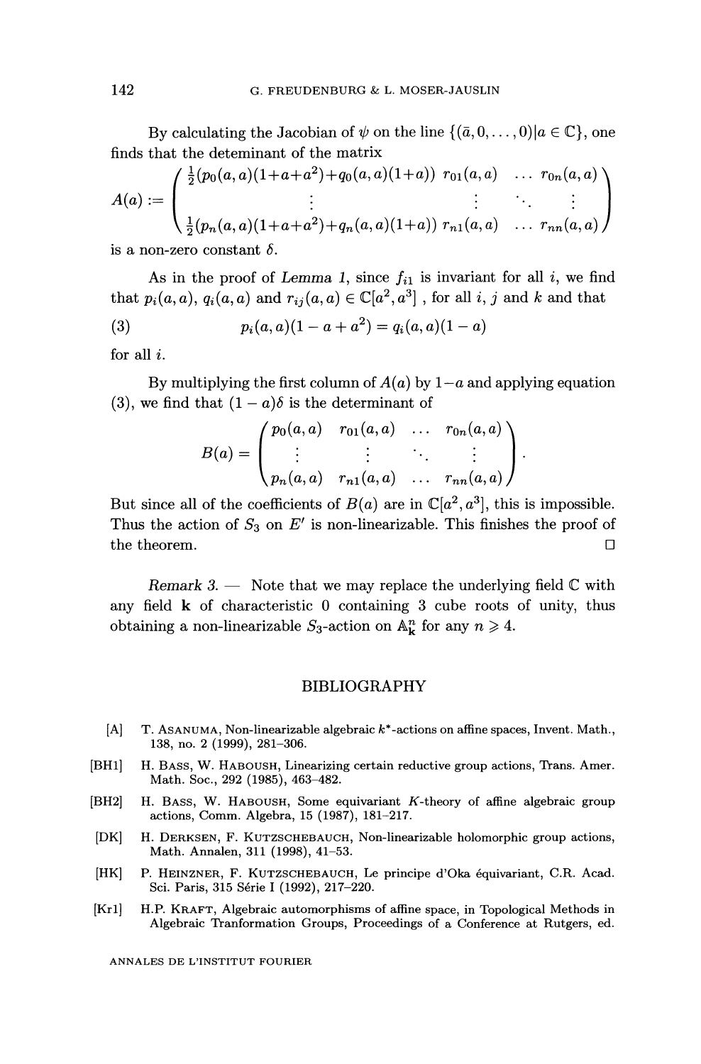By calculating the Jacobian of $\psi$ on the line $\{(\bar{a}, 0, \ldots, 0) | a \in \mathbb{C}\}$, one finds that the deteminant of the matrix

$$A(a) := \begin{pmatrix} \frac{1}{2}(p_0(a,a)(1+a+a^2)+q_0(a,a)(1+a)) & r_{01}(a,a) & \ldots & r_{0n}(a,a) \\ \vdots & \vdots & \ddots & \vdots \\ \frac{1}{2}(p_n(a,a)(1+a+a^2)+q_n(a,a)(1+a)) & r_{n1}(a,a) & \ldots & r_{nn}(a,a) \end{pmatrix}$$

is a non-zero constant $\delta$.

As in the proof of *Lemma 1*, since $f_{i1}$ is invariant for all $i$, we find that $p_i(a,a)$, $q_i(a,a)$ and $r_{ij}(a,a) \in \mathbb{C}[a^2, a^3]$ , for all $i$, $j$ and $k$ and that

$$p_i(a,a)(1 - a + a^2) = q_i(a,a)(1 - a) \tag{3}$$

for all $i$.

By multiplying the first column of $A(a)$ by $1-a$ and applying equation (3), we find that $(1-a)\delta$ is the determinant of

$$B(a) = \begin{pmatrix} p_0(a,a) & r_{01}(a,a) & \ldots & r_{0n}(a,a) \\ \vdots & \vdots & \ddots & \vdots \\ p_n(a,a) & r_{n1}(a,a) & \ldots & r_{nn}(a,a) \end{pmatrix}.$$

But since all of the coefficients of $B(a)$ are in $\mathbb{C}[a^2, a^3]$, this is impossible. Thus the action of $S_3$ on $E'$ is non-linearizable. This finishes the proof of the theorem. □

*Remark 3.* — Note that we may replace the underlying field $\mathbb{C}$ with any field $\mathbf{k}$ of characteristic 0 containing 3 cube roots of unity, thus obtaining a non-linearizable $S_3$-action on $\mathbb{A}^n_{\mathbf{k}}$ for any $n \geqslant 4$.

## BIBLIOGRAPHY

[A] T. Asanuma, Non-linearizable algebraic $k^*$-actions on affine spaces, Invent. Math., 138, no. 2 (1999), 281–306.

[BH1] H. Bass, W. Haboush, Linearizing certain reductive group actions, Trans. Amer. Math. Soc., 292 (1985), 463–482.

[BH2] H. Bass, W. Haboush, Some equivariant $K$-theory of affine algebraic group actions, Comm. Algebra, 15 (1987), 181–217.

[DK] H. Derksen, F. Kutzschebauch, Non-linearizable holomorphic group actions, Math. Annalen, 311 (1998), 41–53.

[HK] P. Heinzner, F. Kutzschebauch, Le principe d'Oka équivariant, C.R. Acad. Sci. Paris, 315 Série I (1992), 217–220.

[Kr1] H.P. Kraft, Algebraic automorphisms of affine space, in Topological Methods in Algebraic Tranformation Groups, Proceedings of a Conference at Rutgers, ed.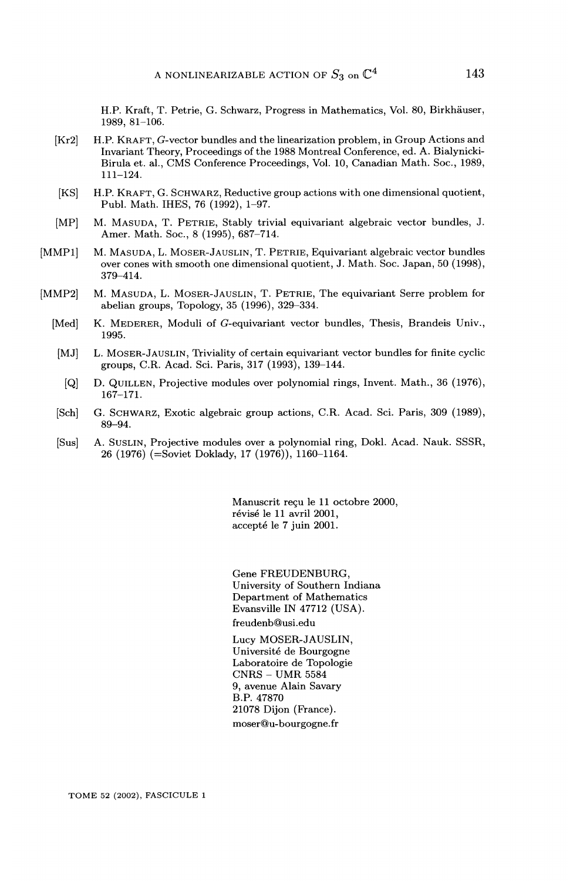H.P. Kraft, T. Petrie, G. Schwarz, Progress in Mathematics, Vol. 80, Birkhäuser, 1989, 81–106.

[Kr2] H.P. Kraft, $G$-vector bundles and the linearization problem, in Group Actions and Invariant Theory, Proceedings of the 1988 Montreal Conference, ed. A. Bialynicki-Birula et. al., CMS Conference Proceedings, Vol. 10, Canadian Math. Soc., 1989, 111–124.

[KS] H.P. Kraft, G. Schwarz, Reductive group actions with one dimensional quotient, Publ. Math. IHES, 76 (1992), 1–97.

[MP] M. Masuda, T. Petrie, Stably trivial equivariant algebraic vector bundles, J. Amer. Math. Soc., 8 (1995), 687–714.

[MMP1] M. Masuda, L. Moser-Jauslin, T. Petrie, Equivariant algebraic vector bundles over cones with smooth one dimensional quotient, J. Math. Soc. Japan, 50 (1998), 379–414.

[MMP2] M. Masuda, L. Moser-Jauslin, T. Petrie, The equivariant Serre problem for abelian groups, Topology, 35 (1996), 329–334.

[Med] K. Mederer, Moduli of $G$-equivariant vector bundles, Thesis, Brandeis Univ., 1995.

[MJ] L. Moser-Jauslin, Triviality of certain equivariant vector bundles for finite cyclic groups, C.R. Acad. Sci. Paris, 317 (1993), 139–144.

[Q] D. Quillen, Projective modules over polynomial rings, Invent. Math., 36 (1976), 167–171.

[Sch] G. Schwarz, Exotic algebraic group actions, C.R. Acad. Sci. Paris, 309 (1989), 89–94.

[Sus] A. Suslin, Projective modules over a polynomial ring, Dokl. Acad. Nauk. SSSR, 26 (1976) (=Soviet Doklady, 17 (1976)), 1160–1164.

Manuscrit reçu le 11 octobre 2000,
révisé le 11 avril 2001,
accepté le 7 juin 2001.

Gene FREUDENBURG,
University of Southern Indiana
Department of Mathematics
Evansville IN 47712 (USA).
freudenb@usi.edu

Lucy MOSER-JAUSLIN,
Université de Bourgogne
Laboratoire de Topologie
CNRS – UMR 5584
9, avenue Alain Savary
B.P. 47870
21078 Dijon (France).
moser@u-bourgogne.fr